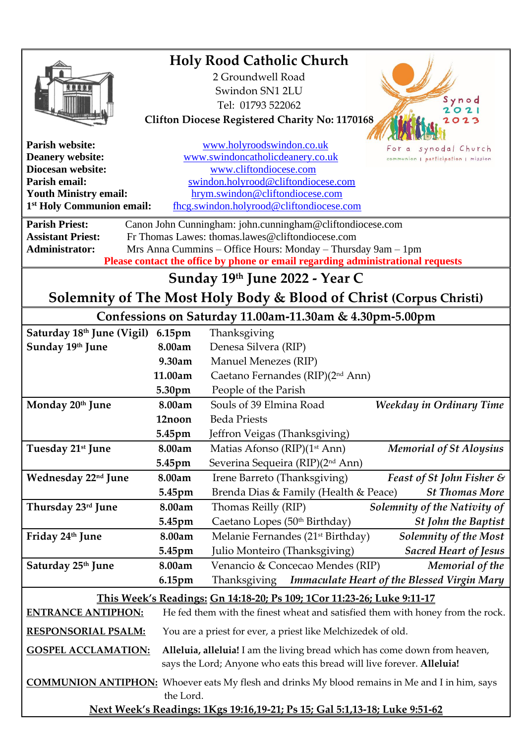# Holy Rood Catholic Church

2 Groundwell Road
Swindon SN1 2LU
Tel: 01793 522062
**Clifton Diocese Registered Charity No: 1170168**

Synod 2021 2023
For a synodal Church
communion | participation | mission

**Parish website:** www.holyroodswindon.co.uk
**Deanery website:** www.swindoncatholicdeanery.co.uk
**Diocesan website:** www.cliftondiocese.com
**Parish email:** swindon.holyrood@cliftondiocese.com
**Youth Ministry email:** hrym.swindon@cliftondiocese.com
**1st Holy Communion email:** fhcg.swindon.holyrood@cliftondiocese.com

**Parish Priest:** Canon John Cunningham: john.cunningham@cliftondiocese.com
**Assistant Priest:** Fr Thomas Lawes: thomas.lawes@cliftondiocese.com
**Administrator:** Mrs Anna Cummins – Office Hours: Monday – Thursday 9am – 1pm
**Please contact the office by phone or email regarding administrational requests**

## Sunday 19th June 2022 - Year C

## Solemnity of The Most Holy Body & Blood of Christ (Corpus Christi)

### Confessions on Saturday 11.00am-11.30am & 4.30pm-5.00pm

| Day | Time | Intention | Feast |
|---|---|---|---|
| **Saturday 18th June (Vigil)** | **6.15pm** | Thanksgiving | |
| **Sunday 19th June** | **8.00am** | Denesa Silvera (RIP) | |
| | **9.30am** | Manuel Menezes (RIP) | |
| | **11.00am** | Caetano Fernandes (RIP)(2nd Ann) | |
| | **5.30pm** | People of the Parish | |
| **Monday 20th June** | **8.00am** | Souls of 39 Elmina Road | *Weekday in Ordinary Time* |
| | **12noon** | Beda Priests | |
| | **5.45pm** | Jeffron Veigas (Thanksgiving) | |
| **Tuesday 21st June** | **8.00am** | Matias Afonso (RIP)(1st Ann) | *Memorial of St Aloysius* |
| | **5.45pm** | Severina Sequeira (RIP)(2nd Ann) | |
| **Wednesday 22nd June** | **8.00am** | Irene Barreto (Thanksgiving) | *Feast of St John Fisher & St Thomas More* |
| | **5.45pm** | Brenda Dias & Family (Health & Peace) | |
| **Thursday 23rd June** | **8.00am** | Thomas Reilly (RIP) | *Solemnity of the Nativity of St John the Baptist* |
| | **5.45pm** | Caetano Lopes (50th Birthday) | |
| **Friday 24th June** | **8.00am** | Melanie Fernandes (21st Birthday) | *Solemnity of the Most Sacred Heart of Jesus* |
| | **5.45pm** | Julio Monteiro (Thanksgiving) | |
| **Saturday 25th June** | **8.00am** | Venancio & Concecao Mendes (RIP) | *Memorial of the Immaculate Heart of the Blessed Virgin Mary* |
| | **6.15pm** | Thanksgiving | |

**This Week's Readings: Gn 14:18-20; Ps 109; 1Cor 11:23-26; Luke 9:11-17**

**ENTRANCE ANTIPHON:** He fed them with the finest wheat and satisfied them with honey from the rock.

**RESPONSORIAL PSALM:** You are a priest for ever, a priest like Melchizedek of old.

**GOSPEL ACCLAMATION:** **Alleluia, alleluia!** I am the living bread which has come down from heaven, says the Lord; Anyone who eats this bread will live forever. **Alleluia!**

**COMMUNION ANTIPHON:** Whoever eats My flesh and drinks My blood remains in Me and I in him, says the Lord.

**Next Week's Readings: 1Kgs 19:16,19-21; Ps 15; Gal 5:1,13-18; Luke 9:51-62**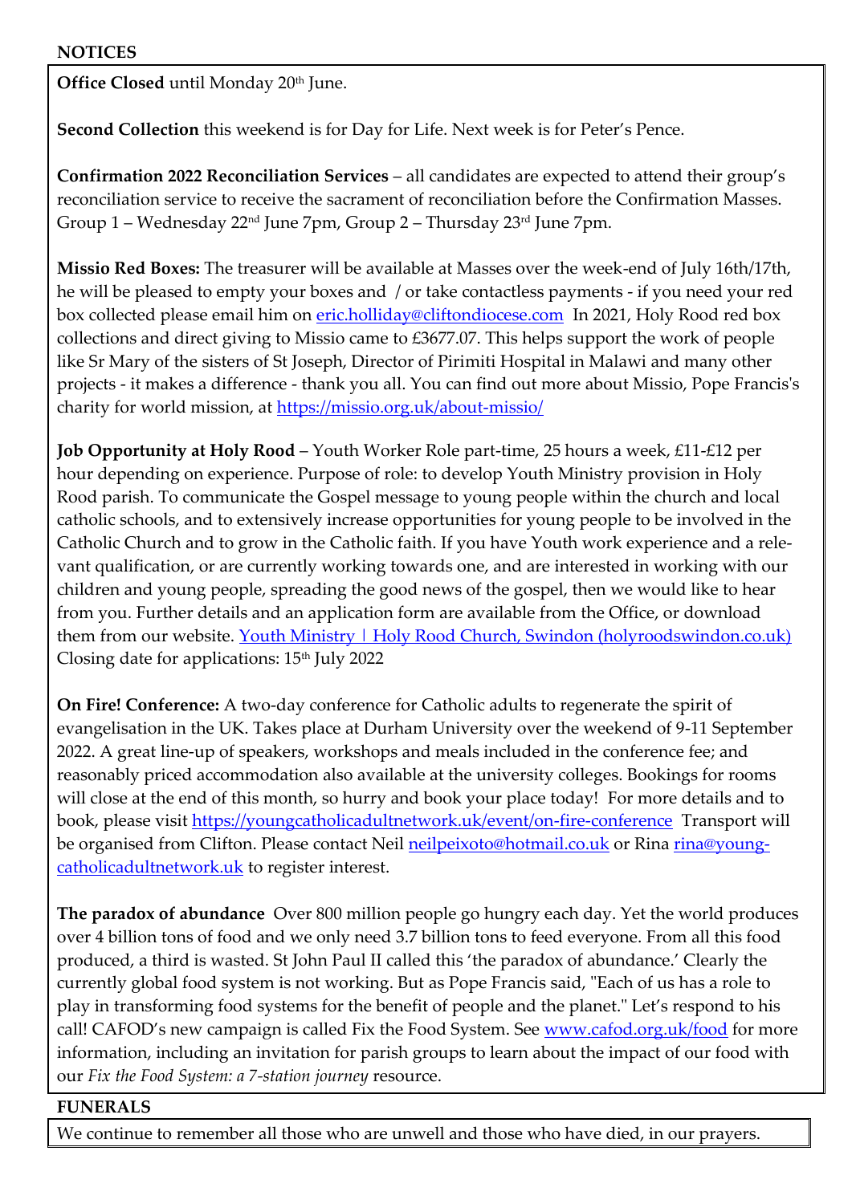## NOTICES

**Office Closed** until Monday 20th June.

**Second Collection** this weekend is for Day for Life. Next week is for Peter's Pence.

**Confirmation 2022 Reconciliation Services** – all candidates are expected to attend their group's reconciliation service to receive the sacrament of reconciliation before the Confirmation Masses. Group 1 – Wednesday 22nd June 7pm, Group 2 – Thursday 23rd June 7pm.

**Missio Red Boxes:** The treasurer will be available at Masses over the week-end of July 16th/17th, he will be pleased to empty your boxes and / or take contactless payments - if you need your red box collected please email him on eric.holliday@cliftondiocese.com In 2021, Holy Rood red box collections and direct giving to Missio came to £3677.07. This helps support the work of people like Sr Mary of the sisters of St Joseph, Director of Pirimiti Hospital in Malawi and many other projects - it makes a difference - thank you all. You can find out more about Missio, Pope Francis's charity for world mission, at https://missio.org.uk/about-missio/

**Job Opportunity at Holy Rood** – Youth Worker Role part-time, 25 hours a week, £11-£12 per hour depending on experience. Purpose of role: to develop Youth Ministry provision in Holy Rood parish. To communicate the Gospel message to young people within the church and local catholic schools, and to extensively increase opportunities for young people to be involved in the Catholic Church and to grow in the Catholic faith. If you have Youth work experience and a relevant qualification, or are currently working towards one, and are interested in working with our children and young people, spreading the good news of the gospel, then we would like to hear from you. Further details and an application form are available from the Office, or download them from our website. Youth Ministry | Holy Rood Church, Swindon (holyroodswindon.co.uk) Closing date for applications: 15th July 2022

**On Fire! Conference:** A two-day conference for Catholic adults to regenerate the spirit of evangelisation in the UK. Takes place at Durham University over the weekend of 9-11 September 2022. A great line-up of speakers, workshops and meals included in the conference fee; and reasonably priced accommodation also available at the university colleges. Bookings for rooms will close at the end of this month, so hurry and book your place today! For more details and to book, please visit https://youngcatholicadultnetwork.uk/event/on-fire-conference Transport will be organised from Clifton. Please contact Neil neilpeixoto@hotmail.co.uk or Rina rina@youngcatholicadultnetwork.uk to register interest.

**The paradox of abundance** Over 800 million people go hungry each day. Yet the world produces over 4 billion tons of food and we only need 3.7 billion tons to feed everyone. From all this food produced, a third is wasted. St John Paul II called this 'the paradox of abundance.' Clearly the currently global food system is not working. But as Pope Francis said, "Each of us has a role to play in transforming food systems for the benefit of people and the planet." Let's respond to his call! CAFOD's new campaign is called Fix the Food System. See www.cafod.org.uk/food for more information, including an invitation for parish groups to learn about the impact of our food with our *Fix the Food System: a 7-station journey* resource.

## FUNERALS

We continue to remember all those who are unwell and those who have died, in our prayers.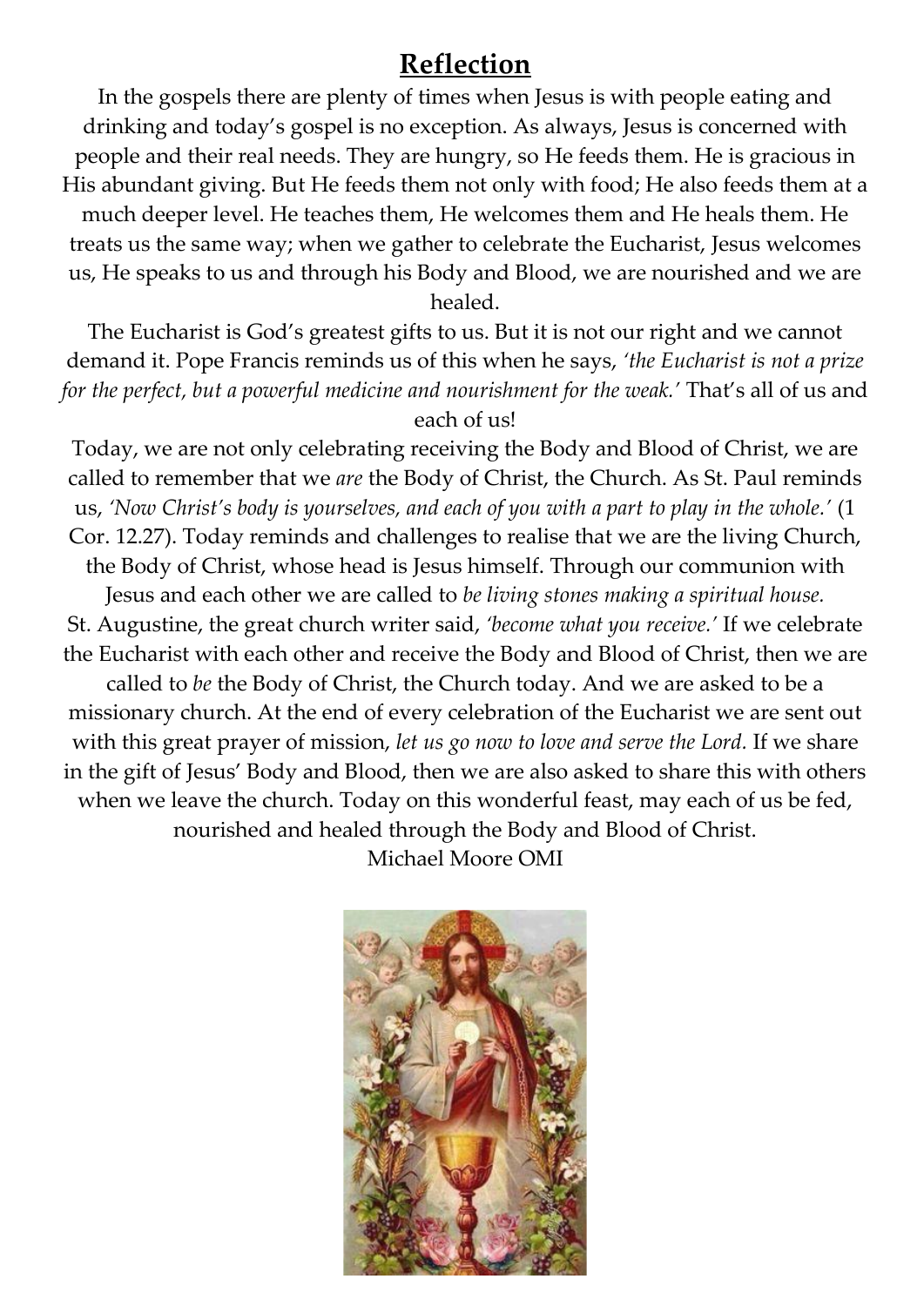## Reflection

In the gospels there are plenty of times when Jesus is with people eating and drinking and today's gospel is no exception. As always, Jesus is concerned with people and their real needs. They are hungry, so He feeds them. He is gracious in His abundant giving. But He feeds them not only with food; He also feeds them at a much deeper level. He teaches them, He welcomes them and He heals them. He treats us the same way; when we gather to celebrate the Eucharist, Jesus welcomes us, He speaks to us and through his Body and Blood, we are nourished and we are healed.

The Eucharist is God's greatest gifts to us. But it is not our right and we cannot demand it. Pope Francis reminds us of this when he says, *'the Eucharist is not a prize for the perfect, but a powerful medicine and nourishment for the weak.'* That's all of us and each of us!

Today, we are not only celebrating receiving the Body and Blood of Christ, we are called to remember that we *are* the Body of Christ, the Church. As St. Paul reminds us, *'Now Christ's body is yourselves, and each of you with a part to play in the whole.'* (1 Cor. 12.27). Today reminds and challenges to realise that we are the living Church, the Body of Christ, whose head is Jesus himself. Through our communion with Jesus and each other we are called to *be living stones making a spiritual house.* St. Augustine, the great church writer said, *'become what you receive.'* If we celebrate the Eucharist with each other and receive the Body and Blood of Christ, then we are called to *be* the Body of Christ, the Church today. And we are asked to be a missionary church. At the end of every celebration of the Eucharist we are sent out with this great prayer of mission, *let us go now to love and serve the Lord.* If we share in the gift of Jesus' Body and Blood, then we are also asked to share this with others when we leave the church. Today on this wonderful feast, may each of us be fed, nourished and healed through the Body and Blood of Christ.

Michael Moore OMI